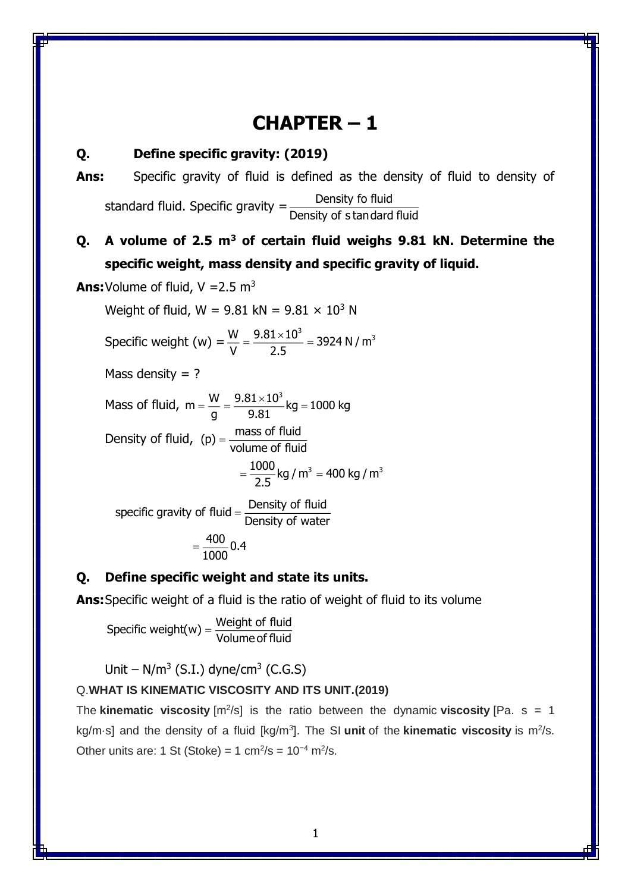# CHAPTER – 1

**Q. Define specific gravity: (2019)**

**Ans:** Specific gravity of fluid is defined as the density of fluid to density of standard fluid. Specific gravity $= \frac{\text{Density fo fluid}}{\text{Density of standard fluid}}$

**Q. A volume of 2.5 m$^3$ of certain fluid weighs 9.81 kN. Determine the specific weight, mass density and specific gravity of liquid.**

**Ans:** Volume of fluid, V = 2.5 m$^3$

Weight of fluid, W = 9.81 kN = $9.81 \times 10^3$ N

Specific weight (w) $= \frac{W}{V} = \frac{9.81 \times 10^3}{2.5} = 3924 \text{ N/m}^3$

Mass density = ?

Mass of fluid, $m = \frac{W}{g} = \frac{9.81 \times 10^3}{9.81} \text{kg} = 1000 \text{ kg}$

Density of fluid, $(p) = \frac{\text{mass of fluid}}{\text{volume of fluid}}$

$$= \frac{1000}{2.5} \text{kg/m}^3 = 400 \text{ kg/m}^3$$

$\text{specific gravity of fluid} = \frac{\text{Density of fluid}}{\text{Density of water}}$

$$= \frac{400}{1000} 0.4$$

**Q. Define specific weight and state its units.**

**Ans:** Specific weight of a fluid is the ratio of weight of fluid to its volume

$\text{Specific weight(w)} = \frac{\text{Weight of fluid}}{\text{Volume of fluid}}$

Unit – N/m$^3$ (S.I.) dyne/cm$^3$ (C.G.S)

Q.**WHAT IS KINEMATIC VISCOSITY AND ITS UNIT.(2019)**

The **kinematic viscosity** [m$^2$/s] is the ratio between the dynamic **viscosity** [Pa. s = 1 kg/m·s] and the density of a fluid [kg/m$^3$]. The SI **unit** of the **kinematic viscosity** is m$^2$/s. Other units are: 1 St (Stoke) = 1 cm$^2$/s = $10^{-4}$ m$^2$/s.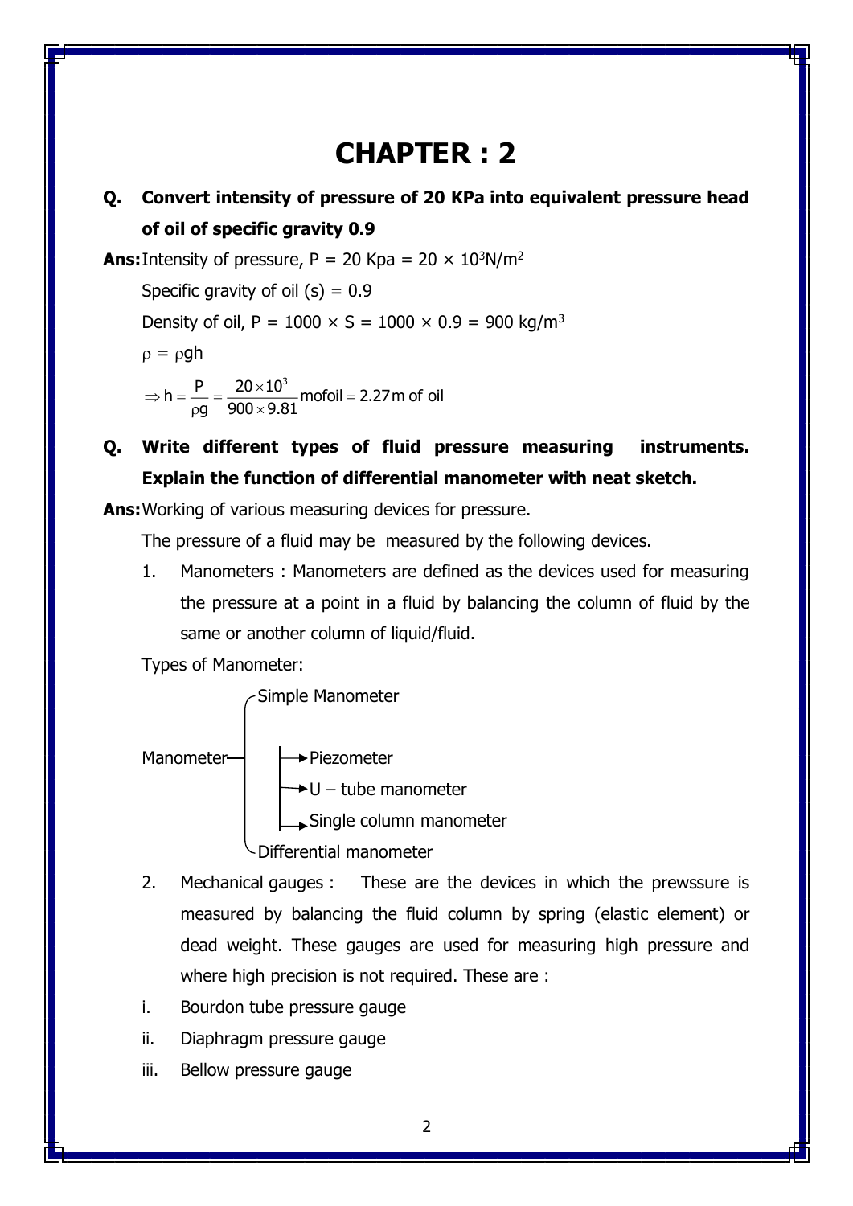# CHAPTER : 2

**Q. Convert intensity of pressure of 20 KPa into equivalent pressure head of oil of specific gravity 0.9**

**Ans:** Intensity of pressure, P = 20 Kpa = $20 \times 10^3 N/m^2$

Specific gravity of oil (s) = 0.9

Density of oil, P = 1000 × S = 1000 × 0.9 = 900 kg/m$^3$

$\rho = \rho gh$

$$\Rightarrow h = \frac{P}{\rho g} = \frac{20 \times 10^3}{900 \times 9.81} \text{mofoil} = 2.27 \text{m of oil}$$

**Q. Write different types of fluid pressure measuring instruments. Explain the function of differential manometer with neat sketch.**

**Ans:** Working of various measuring devices for pressure.

The pressure of a fluid may be measured by the following devices.

1. Manometers : Manometers are defined as the devices used for measuring the pressure at a point in a fluid by balancing the column of fluid by the same or another column of liquid/fluid.

Types of Manometer:

- Manometer
  - Simple Manometer
    - Piezometer
    - U – tube manometer
    - Single column manometer
  - Differential manometer

2. Mechanical gauges : These are the devices in which the prewssure is measured by balancing the fluid column by spring (elastic element) or dead weight. These gauges are used for measuring high pressure and where high precision is not required. These are :

i. Bourdon tube pressure gauge

ii. Diaphragm pressure gauge

iii. Bellow pressure gauge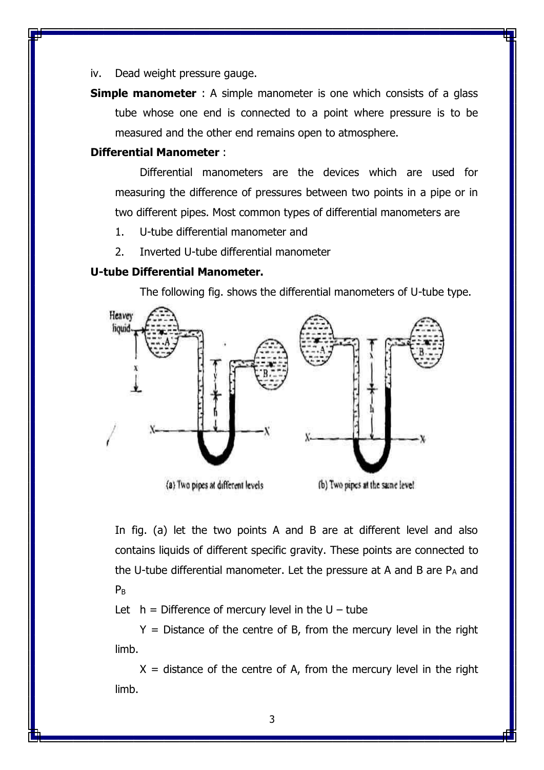iv. Dead weight pressure gauge.

**Simple manometer** : A simple manometer is one which consists of a glass tube whose one end is connected to a point where pressure is to be measured and the other end remains open to atmosphere.

**Differential Manometer** :

Differential manometers are the devices which are used for measuring the difference of pressures between two points in a pipe or in two different pipes. Most common types of differential manometers are

1. U-tube differential manometer and
2. Inverted U-tube differential manometer

**U-tube Differential Manometer.**

The following fig. shows the differential manometers of U-tube type.

(a) Two pipes at different levels

(b) Two pipes at the same level

In fig. (a) let the two points A and B are at different level and also contains liquids of different specific gravity. These points are connected to the U-tube differential manometer. Let the pressure at A and B are $P_A$ and $P_B$

Let h = Difference of mercury level in the U – tube

Y = Distance of the centre of B, from the mercury level in the right limb.

X = distance of the centre of A, from the mercury level in the right limb.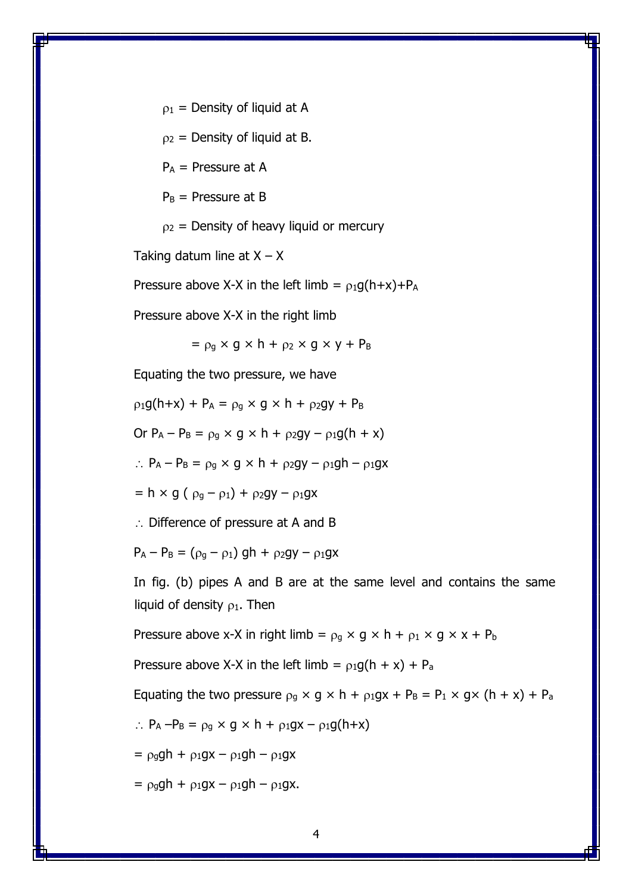$\rho_1$ = Density of liquid at A

$\rho_2$ = Density of liquid at B.

$P_A$ = Pressure at A

$P_B$ = Pressure at B

$\rho_2$ = Density of heavy liquid or mercury

Taking datum line at X – X

Pressure above X-X in the left limb = $\rho_1 g(h+x)+P_A$

Pressure above X-X in the right limb

$$= \rho_g \times g \times h + \rho_2 \times g \times y + P_B$$

Equating the two pressure, we have

$\rho_1 g(h+x) + P_A = \rho_g \times g \times h + \rho_2 gy + P_B$

Or $P_A - P_B = \rho_g \times g \times h + \rho_2 gy - \rho_1 g(h + x)$

$\therefore P_A - P_B = \rho_g \times g \times h + \rho_2 gy - \rho_1 gh - \rho_1 gx$

$= h \times g \, (\rho_g - \rho_1) + \rho_2 gy - \rho_1 gx$

$\therefore$ Difference of pressure at A and B

$P_A - P_B = (\rho_g - \rho_1)\, gh + \rho_2 gy - \rho_1 gx$

In fig. (b) pipes A and B are at the same level and contains the same liquid of density $\rho_1$. Then

Pressure above x-X in right limb = $\rho_g \times g \times h + \rho_1 \times g \times x + P_b$

Pressure above X-X in the left limb = $\rho_1 g(h + x) + P_a$

Equating the two pressure $\rho_g \times g \times h + \rho_1 gx + P_B = P_1 \times g \times (h + x) + P_a$

$\therefore P_A - P_B = \rho_g \times g \times h + \rho_1 gx - \rho_1 g(h+x)$

$= \rho_g gh + \rho_1 gx - \rho_1 gh - \rho_1 gx$

$= \rho_g gh + \rho_1 gx - \rho_1 gh - \rho_1 gx.$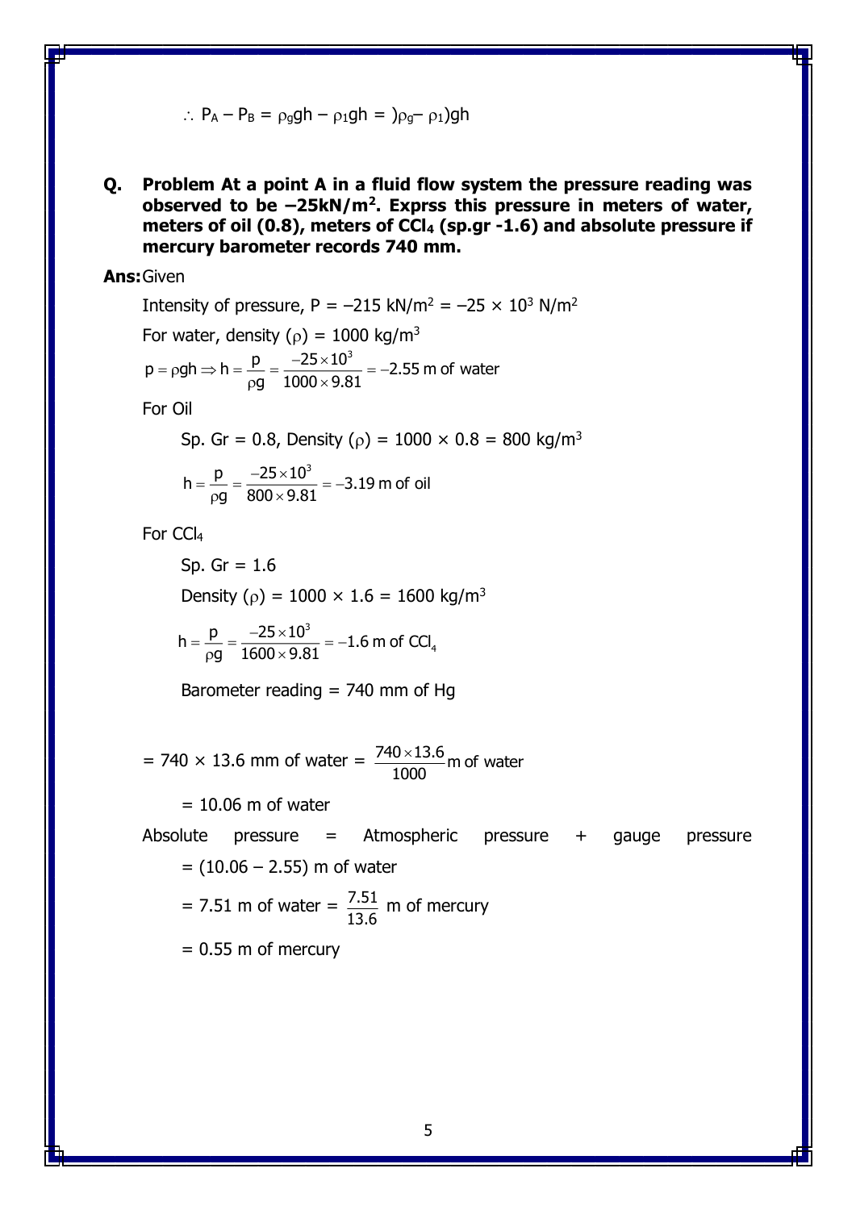$\therefore P_A - P_B = \rho_g gh - \rho_1 gh = )\rho_g - \rho_1)gh$

**Q. Problem At a point A in a fluid flow system the pressure reading was observed to be –25kN/m². Exprss this pressure in meters of water, meters of oil (0.8), meters of $CCl_4$ (sp.gr -1.6) and absolute pressure if mercury barometer records 740 mm.**

**Ans:** Given

Intensity of pressure, P = –215 kN/m² = –25 × 10³ N/m²

For water, density (ρ) = 1000 kg/m³

$$p = \rho gh \Rightarrow h = \frac{p}{\rho g} = \frac{-25 \times 10^3}{1000 \times 9.81} = -2.55 \text{ m of water}$$

For Oil

Sp. Gr = 0.8, Density (ρ) = 1000 × 0.8 = 800 kg/m³

$$h = \frac{p}{\rho g} = \frac{-25 \times 10^3}{800 \times 9.81} = -3.19 \text{ m of oil}$$

For $CCl_4$

Sp. Gr = 1.6

Density (ρ) = 1000 × 1.6 = 1600 kg/m³

$$h = \frac{p}{\rho g} = \frac{-25 \times 10^3}{1600 \times 9.81} = -1.6 \text{ m of } CCl_4$$

Barometer reading = 740 mm of Hg

$= 740 \times 13.6$ mm of water $= \frac{740 \times 13.6}{1000}$ m of water

= 10.06 m of water

Absolute pressure = Atmospheric pressure + gauge pressure

= (10.06 – 2.55) m of water

= 7.51 m of water = $\frac{7.51}{13.6}$ m of mercury

= 0.55 m of mercury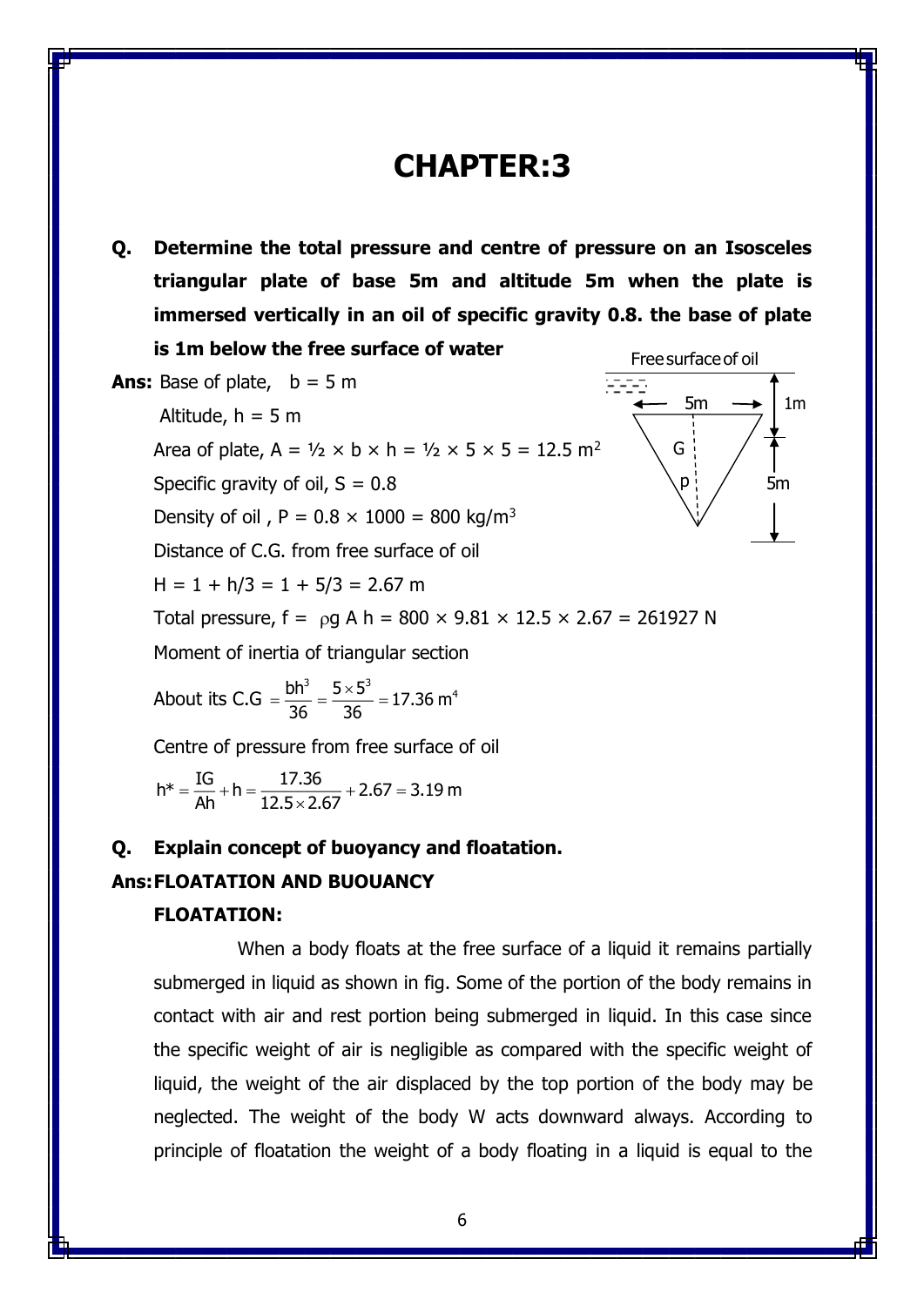# CHAPTER:3

**Q. Determine the total pressure and centre of pressure on an Isosceles triangular plate of base 5m and altitude 5m when the plate is immersed vertically in an oil of specific gravity 0.8. the base of plate is 1m below the free surface of water**

Free surface of oil

5m

1m

G

p

5m

**Ans:** Base of plate, $b = 5$ m

Altitude, $h = 5$ m

Area of plate, $A = ½ \times b \times h = ½ \times 5 \times 5 = 12.5\ m^2$

Specific gravity of oil, $S = 0.8$

Density of oil , $P = 0.8 \times 1000 = 800\ kg/m^3$

Distance of C.G. from free surface of oil

$H = 1 + h/3 = 1 + 5/3 = 2.67$ m

Total pressure, $f = \rho g A h = 800 \times 9.81 \times 12.5 \times 2.67 = 261927$ N

Moment of inertia of triangular section

About its C.G $= \dfrac{bh^3}{36} = \dfrac{5 \times 5^3}{36} = 17.36\ m^4$

Centre of pressure from free surface of oil

$$h^* = \frac{IG}{Ah} + h = \frac{17.36}{12.5 \times 2.67} + 2.67 = 3.19\ \text{m}$$

**Q. Explain concept of buoyancy and floatation.**

**Ans: FLOATATION AND BUOUANCY**

**FLOATATION:**

When a body floats at the free surface of a liquid it remains partially submerged in liquid as shown in fig. Some of the portion of the body remains in contact with air and rest portion being submerged in liquid. In this case since the specific weight of air is negligible as compared with the specific weight of liquid, the weight of the air displaced by the top portion of the body may be neglected. The weight of the body W acts downward always. According to principle of floatation the weight of a body floating in a liquid is equal to the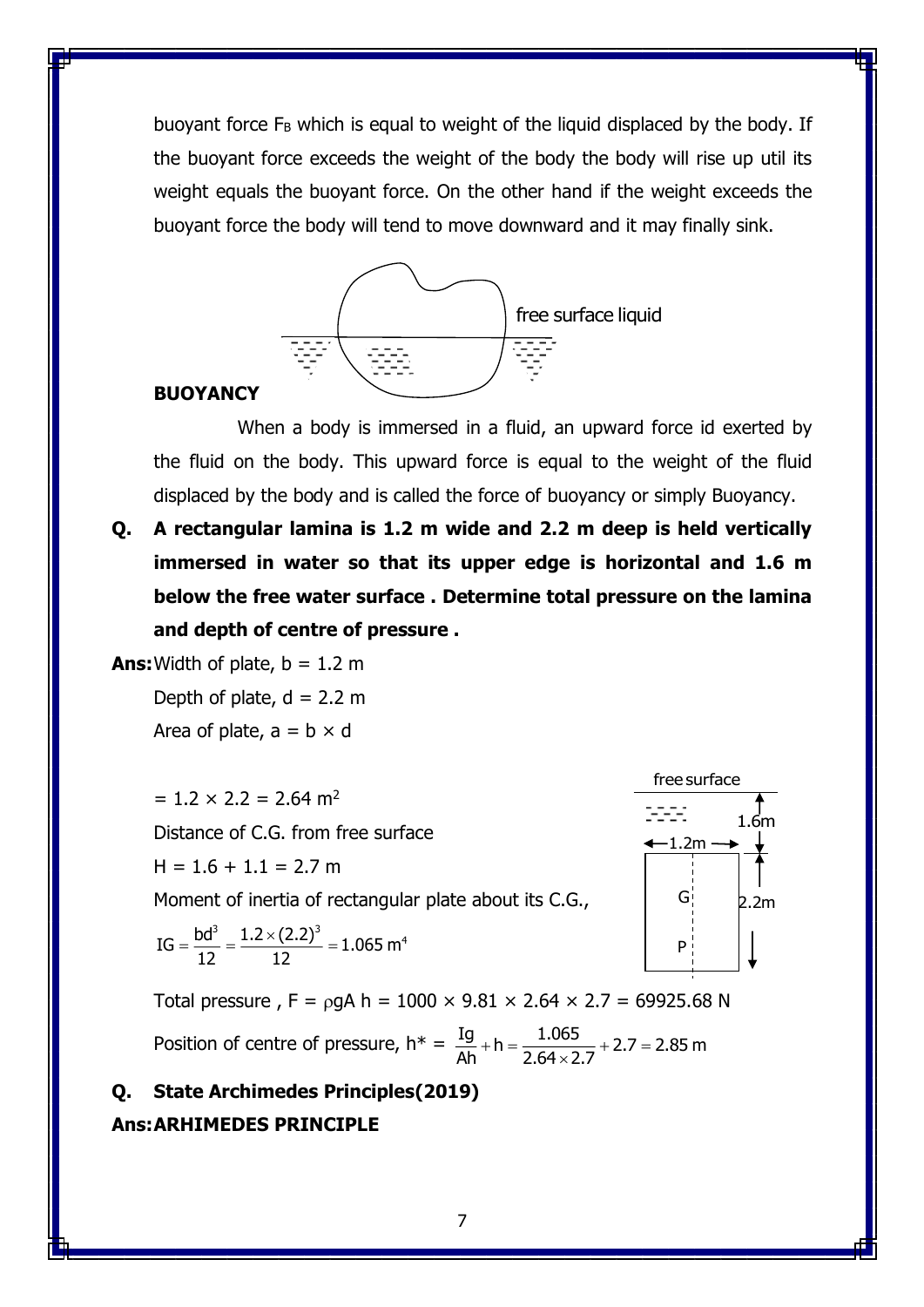buoyant force $F_B$ which is equal to weight of the liquid displaced by the body. If the buoyant force exceeds the weight of the body the body will rise up util its weight equals the buoyant force. On the other hand if the weight exceeds the buoyant force the body will tend to move downward and it may finally sink.

free surface liquid

**BUOYANCY**

When a body is immersed in a fluid, an upward force id exerted by the fluid on the body. This upward force is equal to the weight of the fluid displaced by the body and is called the force of buoyancy or simply Buoyancy.

**Q. A rectangular lamina is 1.2 m wide and 2.2 m deep is held vertically immersed in water so that its upper edge is horizontal and 1.6 m below the free water surface . Determine total pressure on the lamina and depth of centre of pressure .**

**Ans:** Width of plate, b = 1.2 m

Depth of plate, d = 2.2 m

Area of plate, a = b × d

= 1.2 × 2.2 = 2.64 m$^2$

Distance of C.G. from free surface

H = 1.6 + 1.1 = 2.7 m

Moment of inertia of rectangular plate about its C.G.,

$$IG = \frac{bd^3}{12} = \frac{1.2 \times (2.2)^3}{12} = 1.065\ m^4$$

Total pressure , $F = \rho g A\, h = 1000 \times 9.81 \times 2.64 \times 2.7 = 69925.68$ N

Position of centre of pressure, $h^* = \frac{Ig}{Ah} + h = \frac{1.065}{2.64 \times 2.7} + 2.7 = 2.85$ m

**Q. State Archimedes Principles(2019)**

**Ans: ARHIMEDES PRINCIPLE**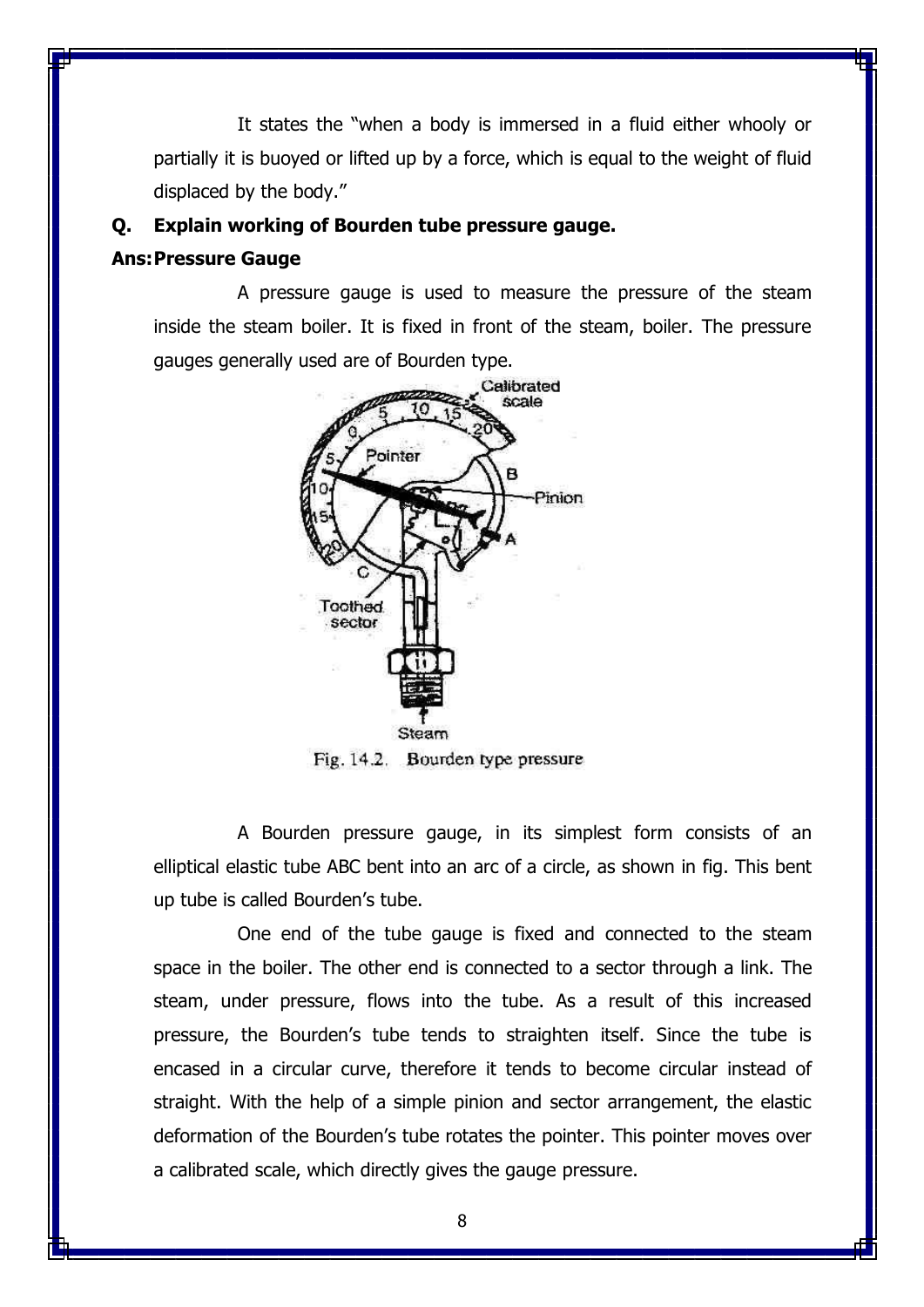It states the "when a body is immersed in a fluid either whooly or partially it is buoyed or lifted up by a force, which is equal to the weight of fluid displaced by the body."

**Q. Explain working of Bourden tube pressure gauge.**

**Ans: Pressure Gauge**

A pressure gauge is used to measure the pressure of the steam inside the steam boiler. It is fixed in front of the steam, boiler. The pressure gauges generally used are of Bourden type.

Fig. 14.2. Bourden type pressure

A Bourden pressure gauge, in its simplest form consists of an elliptical elastic tube ABC bent into an arc of a circle, as shown in fig. This bent up tube is called Bourden's tube.

One end of the tube gauge is fixed and connected to the steam space in the boiler. The other end is connected to a sector through a link. The steam, under pressure, flows into the tube. As a result of this increased pressure, the Bourden's tube tends to straighten itself. Since the tube is encased in a circular curve, therefore it tends to become circular instead of straight. With the help of a simple pinion and sector arrangement, the elastic deformation of the Bourden's tube rotates the pointer. This pointer moves over a calibrated scale, which directly gives the gauge pressure.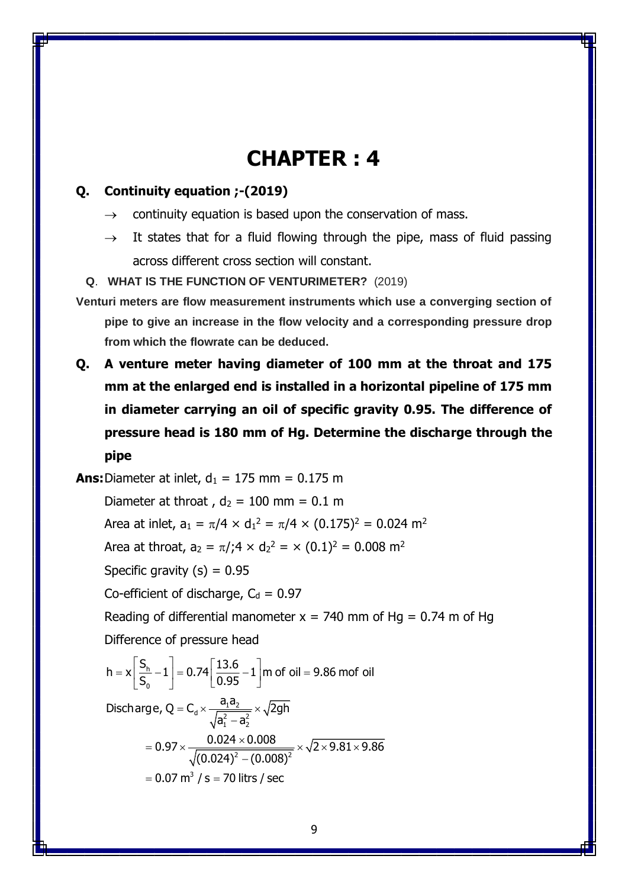# CHAPTER : 4

**Q. Continuity equation ;-(2019)**

- $\rightarrow$ continuity equation is based upon the conservation of mass.
- $\rightarrow$ It states that for a fluid flowing through the pipe, mass of fluid passing across different cross section will constant.

**Q. WHAT IS THE FUNCTION OF VENTURIMETER?** (2019)

**Venturi meters are flow measurement instruments which use a converging section of pipe to give an increase in the flow velocity and a corresponding pressure drop from which the flowrate can be deduced.**

**Q. A venture meter having diameter of 100 mm at the throat and 175 mm at the enlarged end is installed in a horizontal pipeline of 175 mm in diameter carrying an oil of specific gravity 0.95. The difference of pressure head is 180 mm of Hg. Determine the discharge through the pipe**

**Ans:** Diameter at inlet, $d_1$ = 175 mm = 0.175 m

Diameter at throat , $d_2$ = 100 mm = 0.1 m

Area at inlet, $a_1 = \pi/4 \times d_1^2 = \pi/4 \times (0.175)^2 = 0.024$ m$^2$

Area at throat, $a_2 = \pi/;4 \times d_2^2 = \times (0.1)^2 = 0.008$ m$^2$

Specific gravity (s) = 0.95

Co-efficient of discharge, $C_d$ = 0.97

Reading of differential manometer x = 740 mm of Hg = 0.74 m of Hg

Difference of pressure head

$$h = x\left[\frac{S_h}{S_0} - 1\right] = 0.74\left[\frac{13.6}{0.95} - 1\right] \text{m of oil} = 9.86 \text{ mof oil}$$

$$\text{Discharge, } Q = C_d \times \frac{a_1 a_2}{\sqrt{a_1^2 - a_2^2}} \times \sqrt{2gh}$$

$$= 0.97 \times \frac{0.024 \times 0.008}{\sqrt{(0.024)^2 - (0.008)^2}} \times \sqrt{2 \times 9.81 \times 9.86}$$

$$= 0.07 \text{ m}^3 / \text{s} = 70 \text{ litrs / sec}$$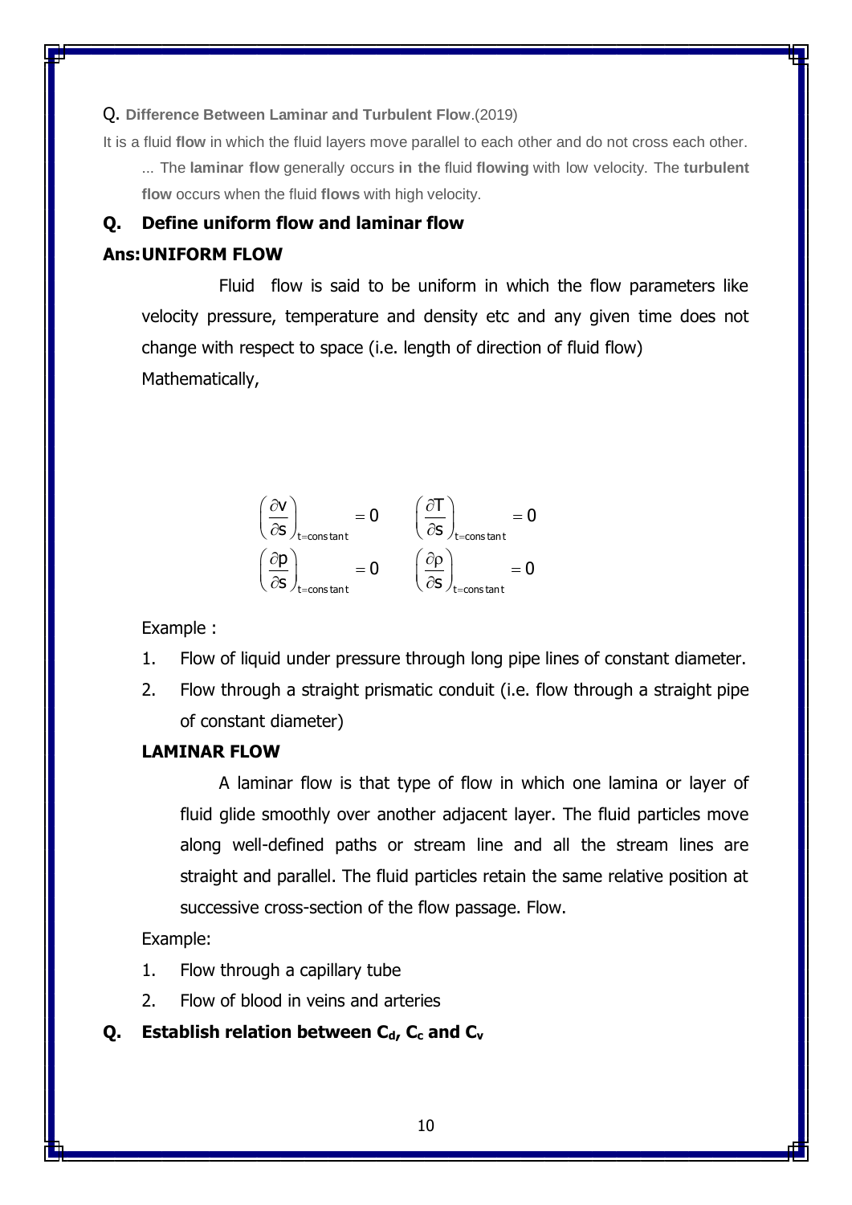Q. **Difference Between Laminar and Turbulent Flow**.(2019)

It is a fluid **flow** in which the fluid layers move parallel to each other and do not cross each other. ... The **laminar flow** generally occurs **in the** fluid **flowing** with low velocity. The **turbulent flow** occurs when the fluid **flows** with high velocity.

**Q. Define uniform flow and laminar flow**

**Ans: UNIFORM FLOW**

Fluid flow is said to be uniform in which the flow parameters like velocity pressure, temperature and density etc and any given time does not change with respect to space (i.e. length of direction of fluid flow)

Mathematically,

$$\left(\frac{\partial v}{\partial s}\right)_{t=\text{constant}} = 0 \qquad \left(\frac{\partial T}{\partial s}\right)_{t=\text{constant}} = 0$$

$$\left(\frac{\partial p}{\partial s}\right)_{t=\text{constant}} = 0 \qquad \left(\frac{\partial \rho}{\partial s}\right)_{t=\text{constant}} = 0$$

Example :

1. Flow of liquid under pressure through long pipe lines of constant diameter.
2. Flow through a straight prismatic conduit (i.e. flow through a straight pipe of constant diameter)

**LAMINAR FLOW**

A laminar flow is that type of flow in which one lamina or layer of fluid glide smoothly over another adjacent layer. The fluid particles move along well-defined paths or stream line and all the stream lines are straight and parallel. The fluid particles retain the same relative position at successive cross-section of the flow passage. Flow.

Example:

1. Flow through a capillary tube
2. Flow of blood in veins and arteries

**Q. Establish relation between $C_d$, $C_c$ and $C_v$**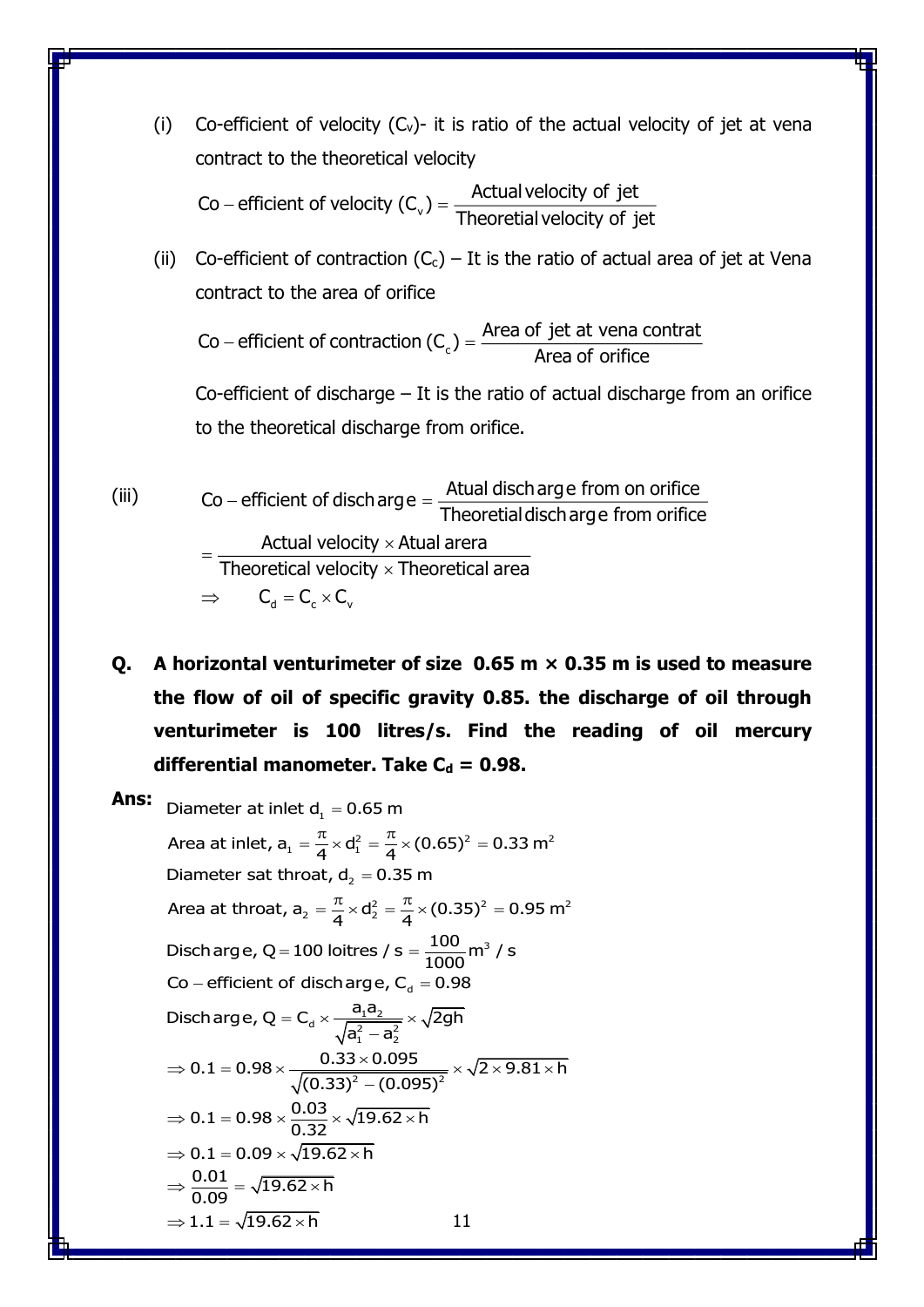(i) Co-efficient of velocity ($C_v$)- it is ratio of the actual velocity of jet at vena contract to the theoretical velocity

$$\text{Co}-\text{efficient of velocity }(C_v) = \frac{\text{Actual velocity of jet}}{\text{Theoretial velocity of jet}}$$

(ii) Co-efficient of contraction ($C_c$) – It is the ratio of actual area of jet at Vena contract to the area of orifice

$$\text{Co}-\text{efficient of contraction }(C_c) = \frac{\text{Area of jet at vena contrat}}{\text{Area of orifice}}$$

Co-efficient of discharge – It is the ratio of actual discharge from an orifice to the theoretical discharge from orifice.

(iii)
$$\text{Co}-\text{efficient of discharge} = \frac{\text{Atual discharge from on orifice}}{\text{Theoretial discharge from orifice}}$$

$$= \frac{\text{Actual velocity} \times \text{Atual arera}}{\text{Theoretical velocity} \times \text{Theoretical area}}$$

$$\Rightarrow \quad C_d = C_c \times C_v$$

**Q. A horizontal venturimeter of size 0.65 m × 0.35 m is used to measure the flow of oil of specific gravity 0.85. the discharge of oil through venturimeter is 100 litres/s. Find the reading of oil mercury differential manometer. Take $C_d$ = 0.98.**

**Ans:**

$$\text{Diameter at inlet } d_1 = 0.65 \text{ m}$$

$$\text{Area at inlet, } a_1 = \frac{\pi}{4} \times d_1^2 = \frac{\pi}{4} \times (0.65)^2 = 0.33 \text{ m}^2$$

$$\text{Diameter sat throat, } d_2 = 0.35 \text{ m}$$

$$\text{Area at throat, } a_2 = \frac{\pi}{4} \times d_2^2 = \frac{\pi}{4} \times (0.35)^2 = 0.95 \text{ m}^2$$

$$\text{Discharge, } Q = 100 \text{ loitres / s} = \frac{100}{1000} \text{m}^3 / \text{s}$$

$$\text{Co}-\text{efficient of discharge, } C_d = 0.98$$

$$\text{Discharge, } Q = C_d \times \frac{a_1 a_2}{\sqrt{a_1^2 - a_2^2}} \times \sqrt{2gh}$$

$$\Rightarrow 0.1 = 0.98 \times \frac{0.33 \times 0.095}{\sqrt{(0.33)^2 - (0.095)^2}} \times \sqrt{2 \times 9.81 \times h}$$

$$\Rightarrow 0.1 = 0.98 \times \frac{0.03}{0.32} \times \sqrt{19.62 \times h}$$

$$\Rightarrow 0.1 = 0.09 \times \sqrt{19.62 \times h}$$

$$\Rightarrow \frac{0.01}{0.09} = \sqrt{19.62 \times h}$$

$$\Rightarrow 1.1 = \sqrt{19.62 \times h}$$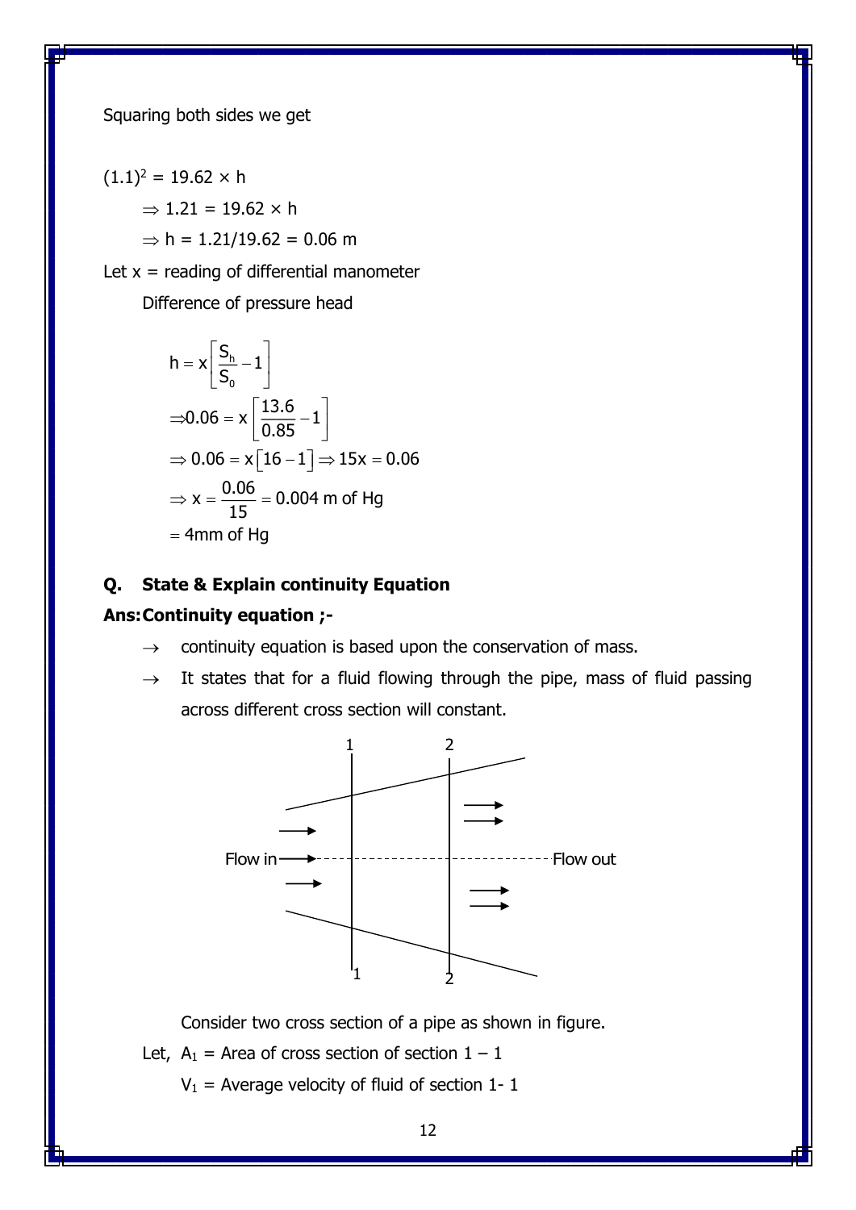Squaring both sides we get

$(1.1)^2 = 19.62 \times h$

$\Rightarrow 1.21 = 19.62 \times h$

$\Rightarrow h = 1.21/19.62 = 0.06$ m

Let x = reading of differential manometer

Difference of pressure head

$$h = x\left[\frac{S_h}{S_0} - 1\right]$$

$$\Rightarrow 0.06 = x\left[\frac{13.6}{0.85} - 1\right]$$

$$\Rightarrow 0.06 = x\left[16 - 1\right] \Rightarrow 15x = 0.06$$

$$\Rightarrow x = \frac{0.06}{15} = 0.004 \text{ m of Hg}$$

$$= 4\text{mm of Hg}$$

**Q. State & Explain continuity Equation**

**Ans: Continuity equation ;-**

→ continuity equation is based upon the conservation of mass.

→ It states that for a fluid flowing through the pipe, mass of fluid passing across different cross section will constant.

Consider two cross section of a pipe as shown in figure.

Let, $A_1$ = Area of cross section of section 1 – 1

$V_1$ = Average velocity of fluid of section 1- 1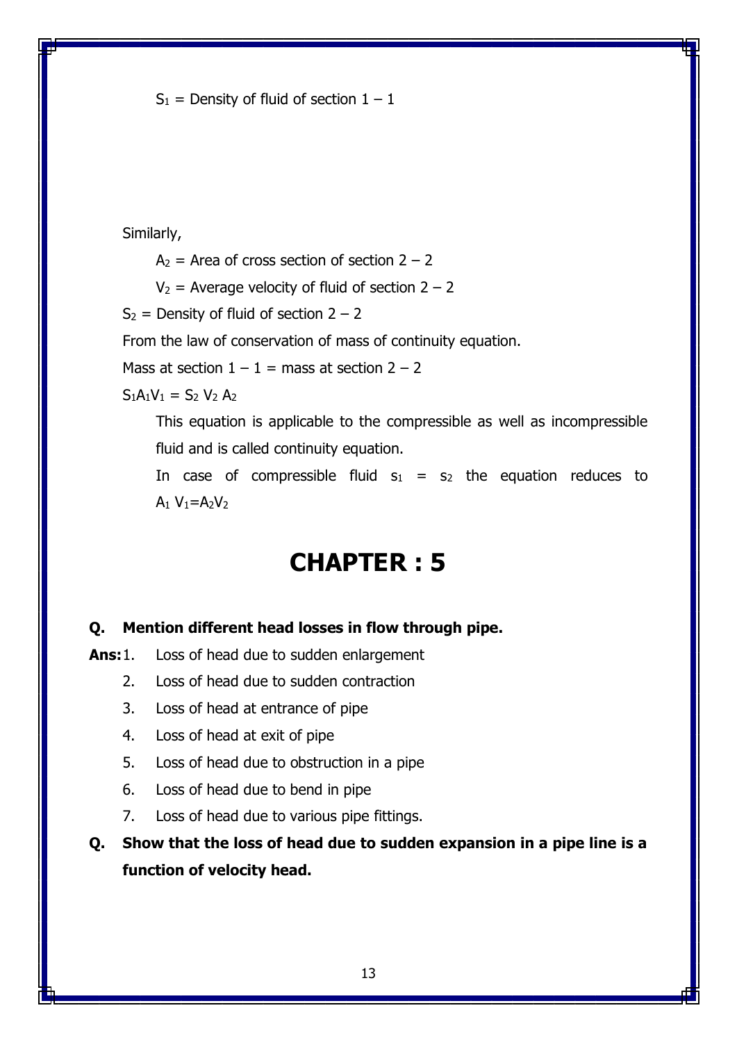$S_1$ = Density of fluid of section 1 – 1

Similarly,

$A_2$ = Area of cross section of section 2 – 2

$V_2$ = Average velocity of fluid of section 2 – 2

$S_2$ = Density of fluid of section 2 – 2

From the law of conservation of mass of continuity equation.

Mass at section 1 – 1 = mass at section 2 – 2

$S_1A_1V_1 = S_2 V_2 A_2$

This equation is applicable to the compressible as well as incompressible fluid and is called continuity equation.

In case of compressible fluid $s_1 = s_2$ the equation reduces to $A_1 V_1 = A_2V_2$

# CHAPTER : 5

**Q. Mention different head losses in flow through pipe.**

**Ans:**
1. Loss of head due to sudden enlargement
2. Loss of head due to sudden contraction
3. Loss of head at entrance of pipe
4. Loss of head at exit of pipe
5. Loss of head due to obstruction in a pipe
6. Loss of head due to bend in pipe
7. Loss of head due to various pipe fittings.

**Q. Show that the loss of head due to sudden expansion in a pipe line is a function of velocity head.**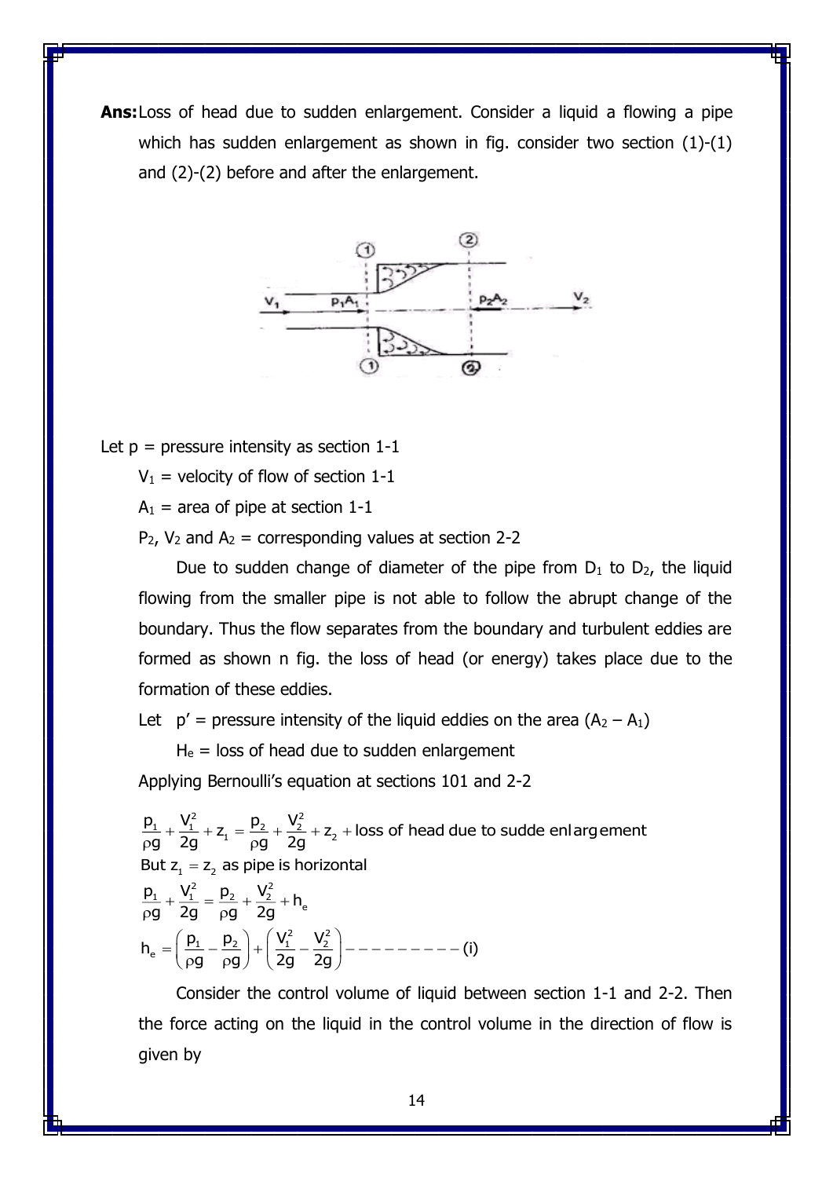**Ans:** Loss of head due to sudden enlargement. Consider a liquid a flowing a pipe which has sudden enlargement as shown in fig. consider two section (1)-(1) and (2)-(2) before and after the enlargement.

Let p = pressure intensity as section 1-1

$V_1$ = velocity of flow of section 1-1

$A_1$ = area of pipe at section 1-1

$P_2$, $V_2$ and $A_2$ = corresponding values at section 2-2

Due to sudden change of diameter of the pipe from $D_1$ to $D_2$, the liquid flowing from the smaller pipe is not able to follow the abrupt change of the boundary. Thus the flow separates from the boundary and turbulent eddies are formed as shown n fig. the loss of head (or energy) takes place due to the formation of these eddies.

Let p′ = pressure intensity of the liquid eddies on the area $(A_2 - A_1)$

$H_e$ = loss of head due to sudden enlargement

Applying Bernoulli's equation at sections 101 and 2-2

$$\frac{p_1}{\rho g} + \frac{V_1^2}{2g} + z_1 = \frac{p_2}{\rho g} + \frac{V_2^2}{2g} + z_2 + \text{loss of head due to sudde enlargement}$$

But $z_1 = z_2$ as pipe is horizontal

$$\frac{p_1}{\rho g} + \frac{V_1^2}{2g} = \frac{p_2}{\rho g} + \frac{V_2^2}{2g} + h_e$$

$$h_e = \left(\frac{p_1}{\rho g} - \frac{p_2}{\rho g}\right) + \left(\frac{V_1^2}{2g} - \frac{V_2^2}{2g}\right) \text{---------(i)}$$

Consider the control volume of liquid between section 1-1 and 2-2. Then the force acting on the liquid in the control volume in the direction of flow is given by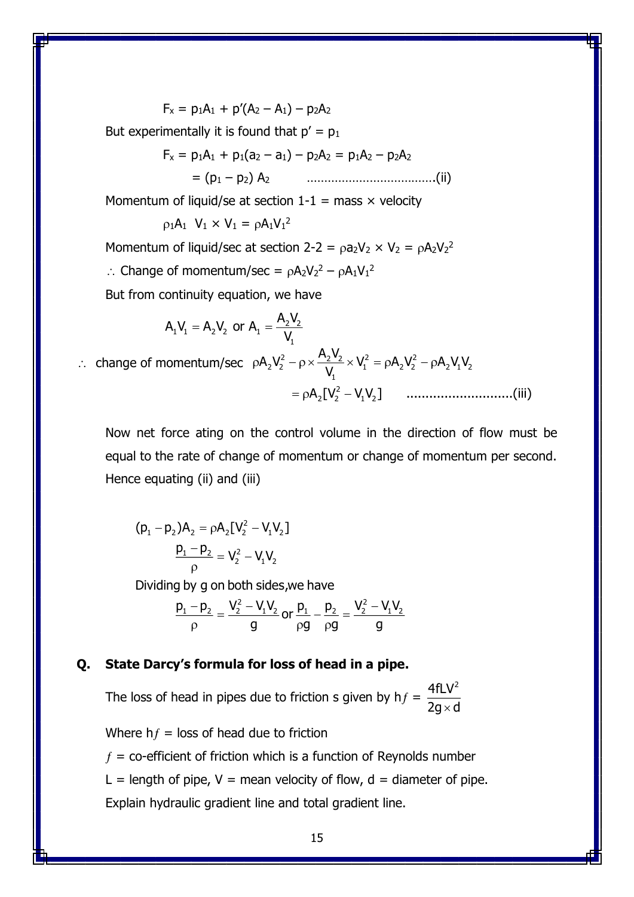$$F_x = p_1A_1 + p'(A_2 - A_1) - p_2A_2$$

But experimentally it is found that $p' = p_1$

$$F_x = p_1A_1 + p_1(a_2 - a_1) - p_2A_2 = p_1A_2 - p_2A_2$$

$$= (p_1 - p_2)\,A_2 \qquad \text{.....................................(ii)}$$

Momentum of liquid/se at section 1-1 = mass × velocity

$$\rho_1A_1\ \ V_1 \times V_1 = \rho A_1V_1^2$$

Momentum of liquid/sec at section 2-2 = $\rho a_2V_2 \times V_2 = \rho A_2V_2^2$

$\therefore$ Change of momentum/sec = $\rho A_2V_2^2 - \rho A_1V_1^2$

But from continuity equation, we have

$$A_1V_1 = A_2V_2 \text{ or } A_1 = \frac{A_2V_2}{V_1}$$

$\therefore$ change of momentum/sec $\rho A_2V_2^2 - \rho \times \frac{A_2V_2}{V_1} \times V_1^2 = \rho A_2V_2^2 - \rho A_2V_1V_2$

$$= \rho A_2[V_2^2 - V_1V_2] \qquad \text{............................(iii)}$$

Now net force ating on the control volume in the direction of flow must be equal to the rate of change of momentum or change of momentum per second. Hence equating (ii) and (iii)

$$(p_1 - p_2)A_2 = \rho A_2[V_2^2 - V_1V_2]$$

$$\frac{p_1 - p_2}{\rho} = V_2^2 - V_1V_2$$

Dividing by g on both sides,we have

$$\frac{p_1 - p_2}{\rho} = \frac{V_2^2 - V_1V_2}{g} \text{ or } \frac{p_1}{\rho g} - \frac{p_2}{\rho g} = \frac{V_2^2 - V_1V_2}{g}$$

**Q. State Darcy's formula for loss of head in a pipe.**

The loss of head in pipes due to friction s given by $h_f = \dfrac{4fLV^2}{2g \times d}$

Where $h_f$ = loss of head due to friction

$f$ = co-efficient of friction which is a function of Reynolds number

L = length of pipe, V = mean velocity of flow, d = diameter of pipe.

Explain hydraulic gradient line and total gradient line.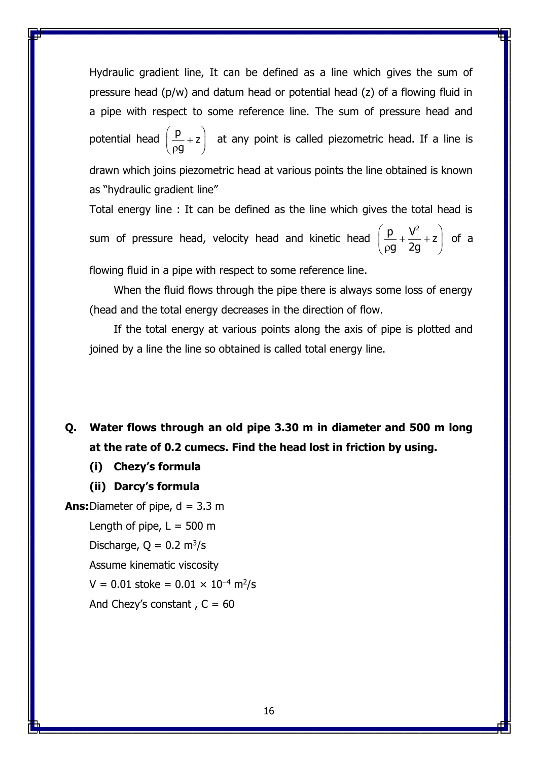Hydraulic gradient line, It can be defined as a line which gives the sum of pressure head (p/w) and datum head or potential head (z) of a flowing fluid in a pipe with respect to some reference line. The sum of pressure head and potential head $\left(\frac{p}{\rho g}+z\right)$ at any point is called piezometric head. If a line is drawn which joins piezometric head at various points the line obtained is known as "hydraulic gradient line"

Total energy line : It can be defined as the line which gives the total head is sum of pressure head, velocity head and kinetic head $\left(\frac{p}{\rho g}+\frac{V^2}{2g}+z\right)$ of a flowing fluid in a pipe with respect to some reference line.

When the fluid flows through the pipe there is always some loss of energy (head and the total energy decreases in the direction of flow.

If the total energy at various points along the axis of pipe is plotted and joined by a line the line so obtained is called total energy line.

**Q. Water flows through an old pipe 3.30 m in diameter and 500 m long at the rate of 0.2 cumecs. Find the head lost in friction by using.**

**(i) Chezy's formula**

**(ii) Darcy's formula**

**Ans:** Diameter of pipe, d = 3.3 m

Length of pipe, L = 500 m

Discharge, Q = 0.2 $m^3/s$

Assume kinematic viscosity

V = 0.01 stoke = $0.01 \times 10^{-4}$ $m^2/s$

And Chezy's constant , C = 60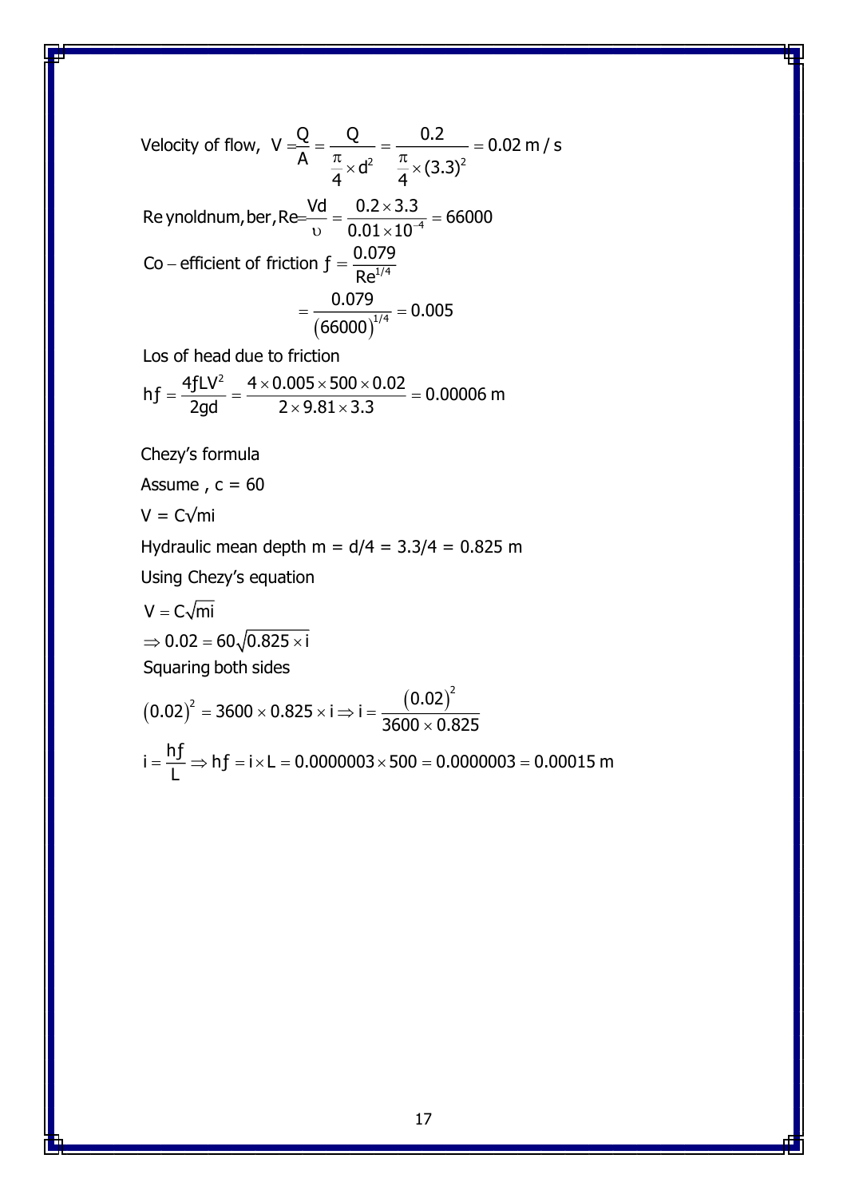Velocity of flow, $V = \frac{Q}{A} = \frac{Q}{\frac{\pi}{4} \times d^2} = \frac{0.2}{\frac{\pi}{4} \times (3.3)^2} = 0.02 \text{ m/s}$

Re ynoldnum, ber, $Re = \frac{Vd}{\upsilon} = \frac{0.2 \times 3.3}{0.01 \times 10^{-4}} = 66000$

Co – efficient of friction $f = \frac{0.079}{Re^{1/4}}$

$$= \frac{0.079}{(66000)^{1/4}} = 0.005$$

Los of head due to friction

$$hf = \frac{4fLV^2}{2gd} = \frac{4 \times 0.005 \times 500 \times 0.02}{2 \times 9.81 \times 3.3} = 0.00006 \text{ m}$$

Chezy's formula

Assume , c = 60

V = C√mi

Hydraulic mean depth m = d/4 = 3.3/4 = 0.825 m

Using Chezy's equation

$V = C\sqrt{mi}$

$\Rightarrow 0.02 = 60\sqrt{0.825 \times i}$

Squaring both sides

$$(0.02)^2 = 3600 \times 0.825 \times i \Rightarrow i = \frac{(0.02)^2}{3600 \times 0.825}$$

$$i = \frac{hf}{L} \Rightarrow hf = i \times L = 0.0000003 \times 500 = 0.0000003 = 0.00015 \text{ m}$$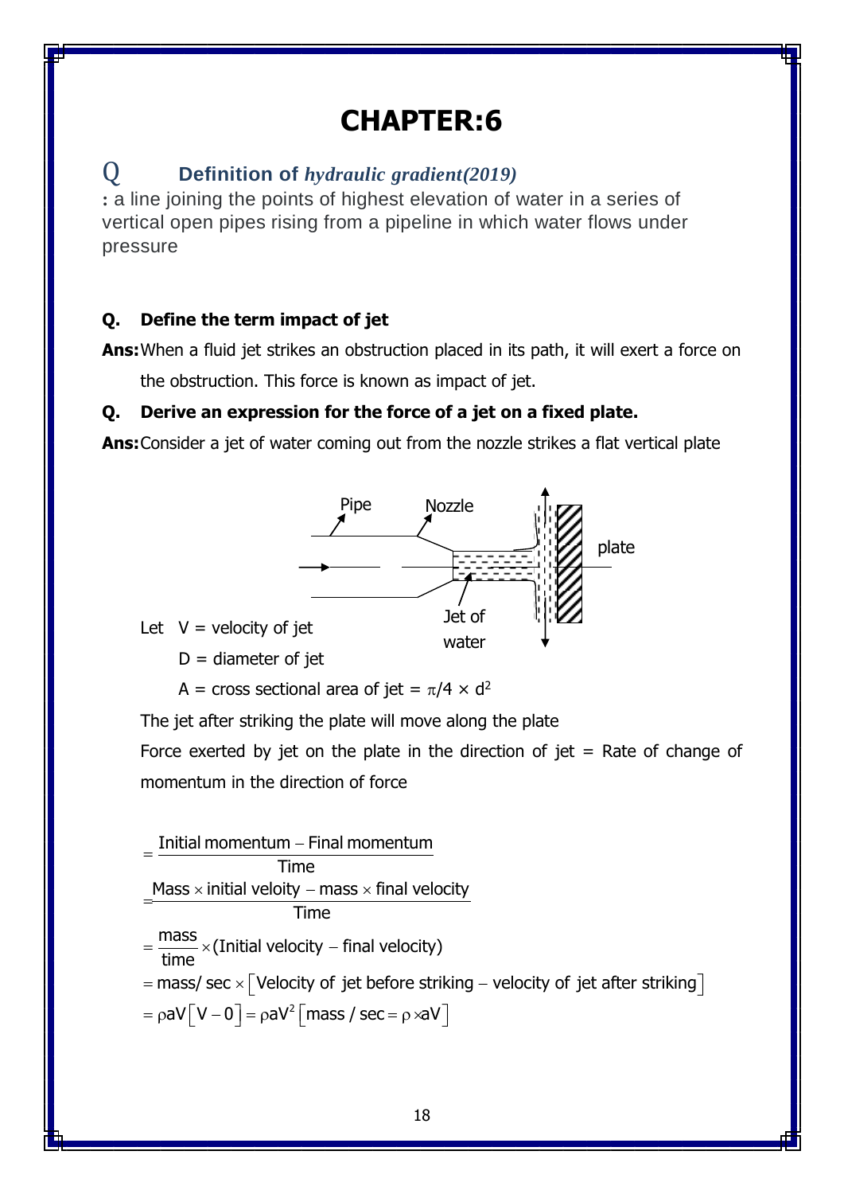# CHAPTER:6

## Q Definition of *hydraulic gradient(2019)*

**:** a line joining the points of highest elevation of water in a series of vertical open pipes rising from a pipeline in which water flows under pressure

**Q. Define the term impact of jet**

**Ans:** When a fluid jet strikes an obstruction placed in its path, it will exert a force on the obstruction. This force is known as impact of jet.

**Q. Derive an expression for the force of a jet on a fixed plate.**

**Ans:** Consider a jet of water coming out from the nozzle strikes a flat vertical plate

Pipe Nozzle plate Jet of water

Let V = velocity of jet

D = diameter of jet

A = cross sectional area of jet = $\pi/4 \times d^2$

The jet after striking the plate will move along the plate

Force exerted by jet on the plate in the direction of jet = Rate of change of momentum in the direction of force

$$= \frac{\text{Initial momentum} - \text{Final momentum}}{\text{Time}}$$

$$= \frac{\text{Mass} \times \text{initial veloity} - \text{mass} \times \text{final velocity}}{\text{Time}}$$

$$= \frac{\text{mass}}{\text{time}} \times (\text{Initial velocity} - \text{final velocity})$$

$$= \text{mass/ sec} \times \left[\text{Velocity of jet before striking} - \text{velocity of jet after striking}\right]$$

$$= \rho aV\left[V - 0\right] = \rho aV^2 \left[\text{mass / sec} = \rho \times aV\right]$$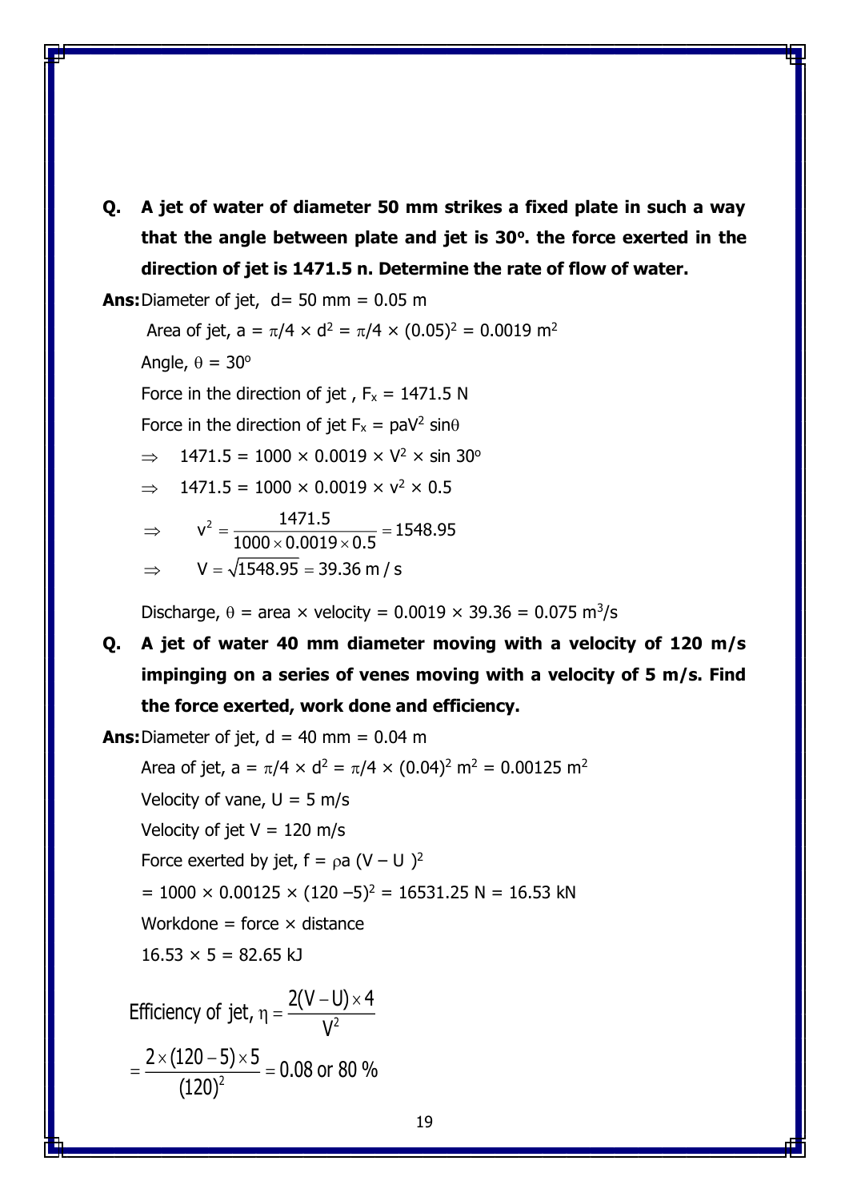**Q. A jet of water of diameter 50 mm strikes a fixed plate in such a way that the angle between plate and jet is 30°. the force exerted in the direction of jet is 1471.5 n. Determine the rate of flow of water.**

**Ans:** Diameter of jet, $d = 50$ mm $= 0.05$ m

Area of jet, $a = \pi/4 \times d^2 = \pi/4 \times (0.05)^2 = 0.0019$ m$^2$

Angle, $\theta = 30^o$

Force in the direction of jet, $F_x = 1471.5$ N

Force in the direction of jet $F_x = paV^2 \sin\theta$

$\Rightarrow \quad 1471.5 = 1000 \times 0.0019 \times V^2 \times \sin 30^o$

$\Rightarrow \quad 1471.5 = 1000 \times 0.0019 \times v^2 \times 0.5$

$$\Rightarrow \quad v^2 = \frac{1471.5}{1000 \times 0.0019 \times 0.5} = 1548.95$$

$$\Rightarrow \quad V = \sqrt{1548.95} = 39.36 \text{ m/s}$$

Discharge, $\theta$ = area $\times$ velocity $= 0.0019 \times 39.36 = 0.075$ m$^3$/s

**Q. A jet of water 40 mm diameter moving with a velocity of 120 m/s impinging on a series of venes moving with a velocity of 5 m/s. Find the force exerted, work done and efficiency.**

**Ans:** Diameter of jet, $d = 40$ mm $= 0.04$ m

Area of jet, $a = \pi/4 \times d^2 = \pi/4 \times (0.04)^2$ m$^2$ $= 0.00125$ m$^2$

Velocity of vane, $U = 5$ m/s

Velocity of jet $V = 120$ m/s

Force exerted by jet, $f = \rho a (V - U)^2$

$= 1000 \times 0.00125 \times (120 - 5)^2 = 16531.25$ N $= 16.53$ kN

Workdone = force $\times$ distance

$16.53 \times 5 = 82.65$ kJ

$$\text{Efficiency of jet, } \eta = \frac{2(V - U) \times 4}{V^2}$$

$$= \frac{2 \times (120 - 5) \times 5}{(120)^2} = 0.08 \text{ or } 80\ \%$$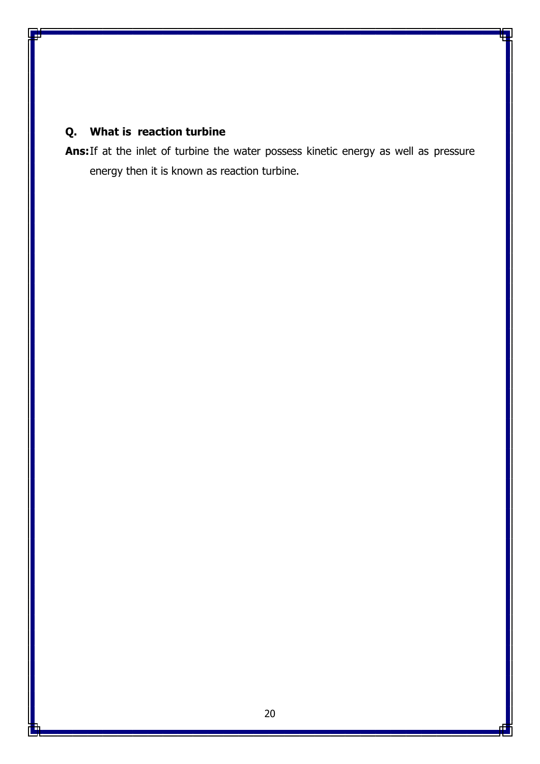**Q. What is reaction turbine**

**Ans:** If at the inlet of turbine the water possess kinetic energy as well as pressure energy then it is known as reaction turbine.